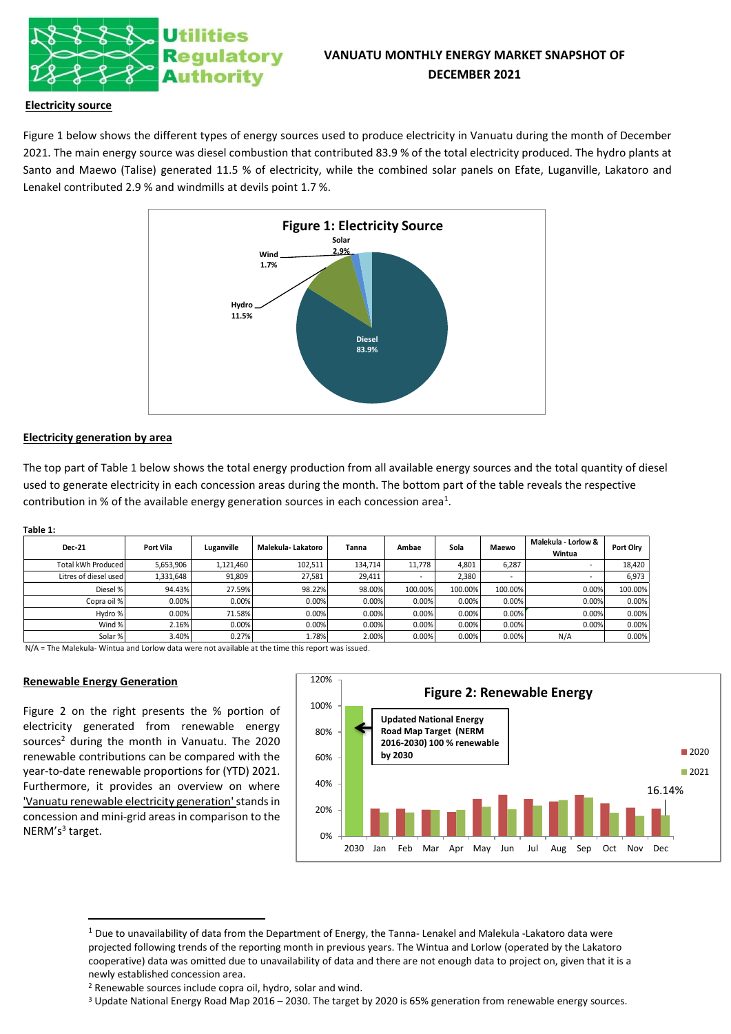# VANUATU MONTHLY ENERGY MARKET SNAPSHOT OF DECEMBER 2021

## Electricity source

Figure 1 below shows the different types of energy sources used to produce electricity in Vanuatu during the month of December 2021. The main energy source was diesel combustion that contributed 83.9 % of the total electricity produced. The hydro plants at Santo and Maewo (Talise) generated 11.5 % of electricity, while the combined solar panels on Efate, Luganville, Lakatoro and Lenakel contributed 2.9 % and windmills at devils point 1.7 %.

**Figure 1: Electricity Source**

## Electricity generation by area

The top part of Table 1 below shows the total energy production from all available energy sources and the total quantity of diesel used to generate electricity in each concession areas during the month. The bottom part of the table reveals the respective contribution in % of the available energy generation sources in each concession area[1].

**Table 1:**

| Dec-21 | Port Vila | Luganville | Malekula- Lakatoro | Tanna | Ambae | Sola | Maewo | Malekula - Lorlow & Wintua | Port Olry |
|---|---|---|---|---|---|---|---|---|---|
| Total kWh Produced | 5,653,906 | 1,121,460 | 102,511 | 134,714 | 11,778 | 4,801 | 6,287 | - | 18,420 |
| Litres of diesel used | 1,331,648 | 91,809 | 27,581 | 29,411 | - | 2,380 | - | - | 6,973 |
| Diesel % | 94.43% | 27.59% | 98.22% | 98.00% | 100.00% | 100.00% | 100.00% | 0.00% | 100.00% |
| Copra oil % | 0.00% | 0.00% | 0.00% | 0.00% | 0.00% | 0.00% | 0.00% | 0.00% | 0.00% |
| Hydro % | 0.00% | 71.58% | 0.00% | 0.00% | 0.00% | 0.00% | 0.00% | 0.00% | 0.00% |
| Wind % | 2.16% | 0.00% | 0.00% | 0.00% | 0.00% | 0.00% | 0.00% | 0.00% | 0.00% |
| Solar % | 3.40% | 0.27% | 1.78% | 2.00% | 0.00% | 0.00% | 0.00% | N/A | 0.00% |

N/A = The Malekula- Wintua and Lorlow data were not available at the time this report was issued.

## Renewable Energy Generation

Figure 2 on the right presents the % portion of electricity generated from renewable energy sources[2] during the month in Vanuatu. The 2020 renewable contributions can be compared with the year-to-date renewable proportions for (YTD) 2021. Furthermore, it provides an overview on where 'Vanuatu renewable electricity generation' stands in concession and mini-grid areas in comparison to the NERM's[3] target.

**Figure 2: Renewable Energy**

---

[1] Due to unavailability of data from the Department of Energy, the Tanna- Lenakel and Malekula -Lakatoro data were projected following trends of the reporting month in previous years. The Wintua and Lorlow (operated by the Lakatoro cooperative) data was omitted due to unavailability of data and there are not enough data to project on, given that it is a newly established concession area.

[2] Renewable sources include copra oil, hydro, solar and wind.

[3] Update National Energy Road Map 2016 – 2030. The target by 2020 is 65% generation from renewable energy sources.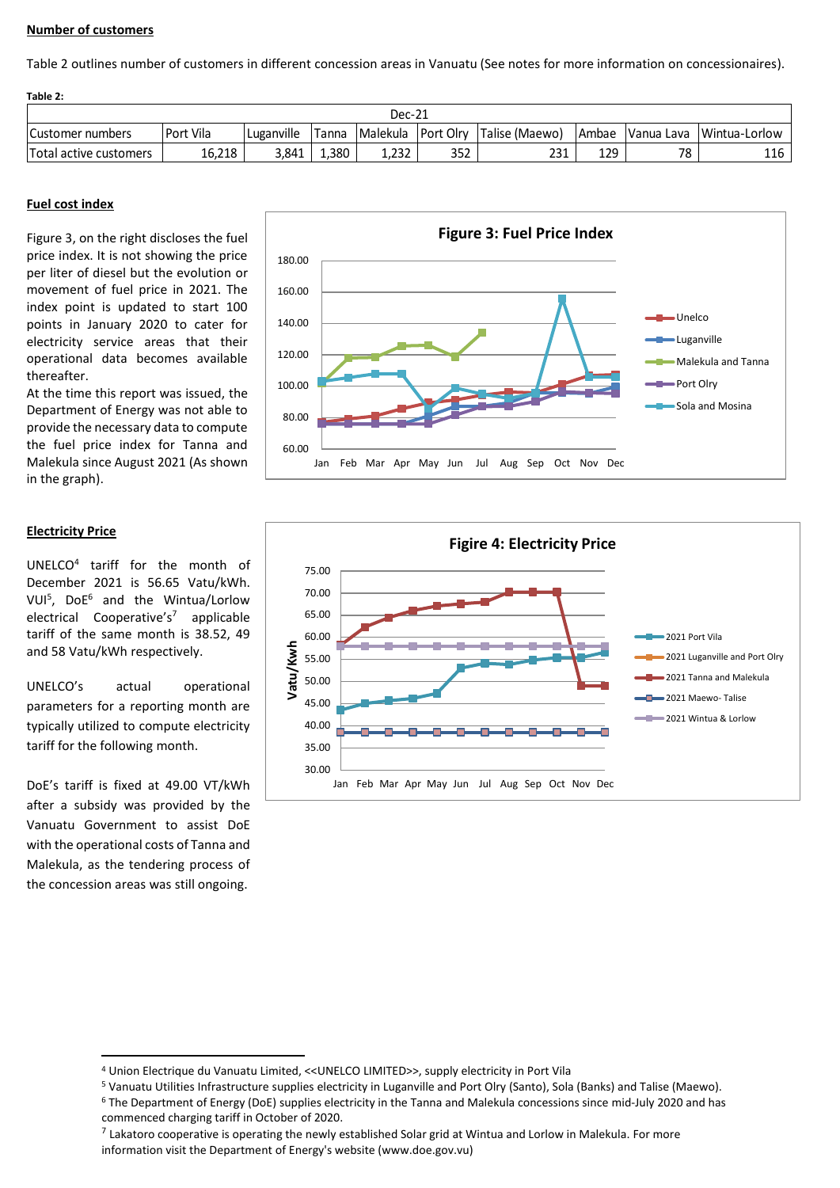**Number of customers**

Table 2 outlines number of customers in different concession areas in Vanuatu (See notes for more information on concessionaires).

**Table 2:**

| Dec-21 | | | | | | | | | |
|---|---|---|---|---|---|---|---|---|---|
| Customer numbers | Port Vila | Luganville | Tanna | Malekula | Port Olry | Talise (Maewo) | Ambae | Vanua Lava | Wintua-Lorlow |
| Total active customers | 16,218 | 3,841 | 1,380 | 1,232 | 352 | 231 | 129 | 78 | 116 |

**Fuel cost index**

Figure 3, on the right discloses the fuel price index. It is not showing the price per liter of diesel but the evolution or movement of fuel price in 2021. The index point is updated to start 100 points in January 2020 to cater for electricity service areas that their operational data becomes available thereafter.

At the time this report was issued, the Department of Energy was not able to provide the necessary data to compute the fuel price index for Tanna and Malekula since August 2021 (As shown in the graph).

**Figure 3: Fuel Price Index**

**Electricity Price**

UNELCO[4] tariff for the month of December 2021 is 56.65 Vatu/kWh. VUI[5], DoE[6] and the Wintua/Lorlow electrical Cooperative's[7] applicable tariff of the same month is 38.52, 49 and 58 Vatu/kWh respectively.

UNELCO's actual operational parameters for a reporting month are typically utilized to compute electricity tariff for the following month.

DoE's tariff is fixed at 49.00 VT/kWh after a subsidy was provided by the Vanuatu Government to assist DoE with the operational costs of Tanna and Malekula, as the tendering process of the concession areas was still ongoing.

**Figire 4: Electricity Price**

---

[4] Union Electrique du Vanuatu Limited, <<UNELCO LIMITED>>, supply electricity in Port Vila

[5] Vanuatu Utilities Infrastructure supplies electricity in Luganville and Port Olry (Santo), Sola (Banks) and Talise (Maewo).

[6] The Department of Energy (DoE) supplies electricity in the Tanna and Malekula concessions since mid-July 2020 and has commenced charging tariff in October of 2020.

[7] Lakatoro cooperative is operating the newly established Solar grid at Wintua and Lorlow in Malekula. For more information visit the Department of Energy's website (www.doe.gov.vu)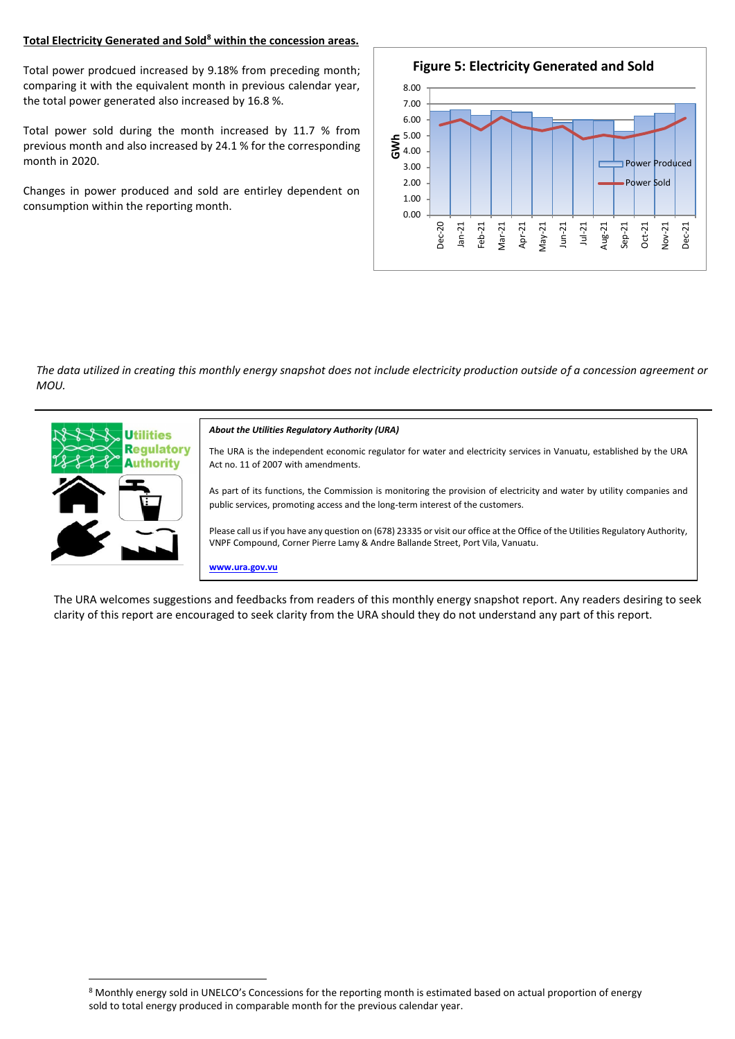**Total Electricity Generated and Sold[8] within the concession areas.**

Total power prodcued increased by 9.18% from preceding month; comparing it with the equivalent month in previous calendar year, the total power generated also increased by 16.8 %.

Total power sold during the month increased by 11.7 % from previous month and also increased by 24.1 % for the corresponding month in 2020.

Changes in power produced and sold are entirley dependent on consumption within the reporting month.

**Figure 5: Electricity Generated and Sold**

*The data utilized in creating this monthly energy snapshot does not include electricity production outside of a concession agreement or MOU.*

---

***About the Utilities Regulatory Authority (URA)***

The URA is the independent economic regulator for water and electricity services in Vanuatu, established by the URA Act no. 11 of 2007 with amendments.

As part of its functions, the Commission is monitoring the provision of electricity and water by utility companies and public services, promoting access and the long-term interest of the customers.

Please call us if you have any question on (678) 23335 or visit our office at the Office of the Utilities Regulatory Authority, VNPF Compound, Corner Pierre Lamy & Andre Ballande Street, Port Vila, Vanuatu.

**www.ura.gov.vu**

The URA welcomes suggestions and feedbacks from readers of this monthly energy snapshot report. Any readers desiring to seek clarity of this report are encouraged to seek clarity from the URA should they do not understand any part of this report.

---

[8] Monthly energy sold in UNELCO's Concessions for the reporting month is estimated based on actual proportion of energy sold to total energy produced in comparable month for the previous calendar year.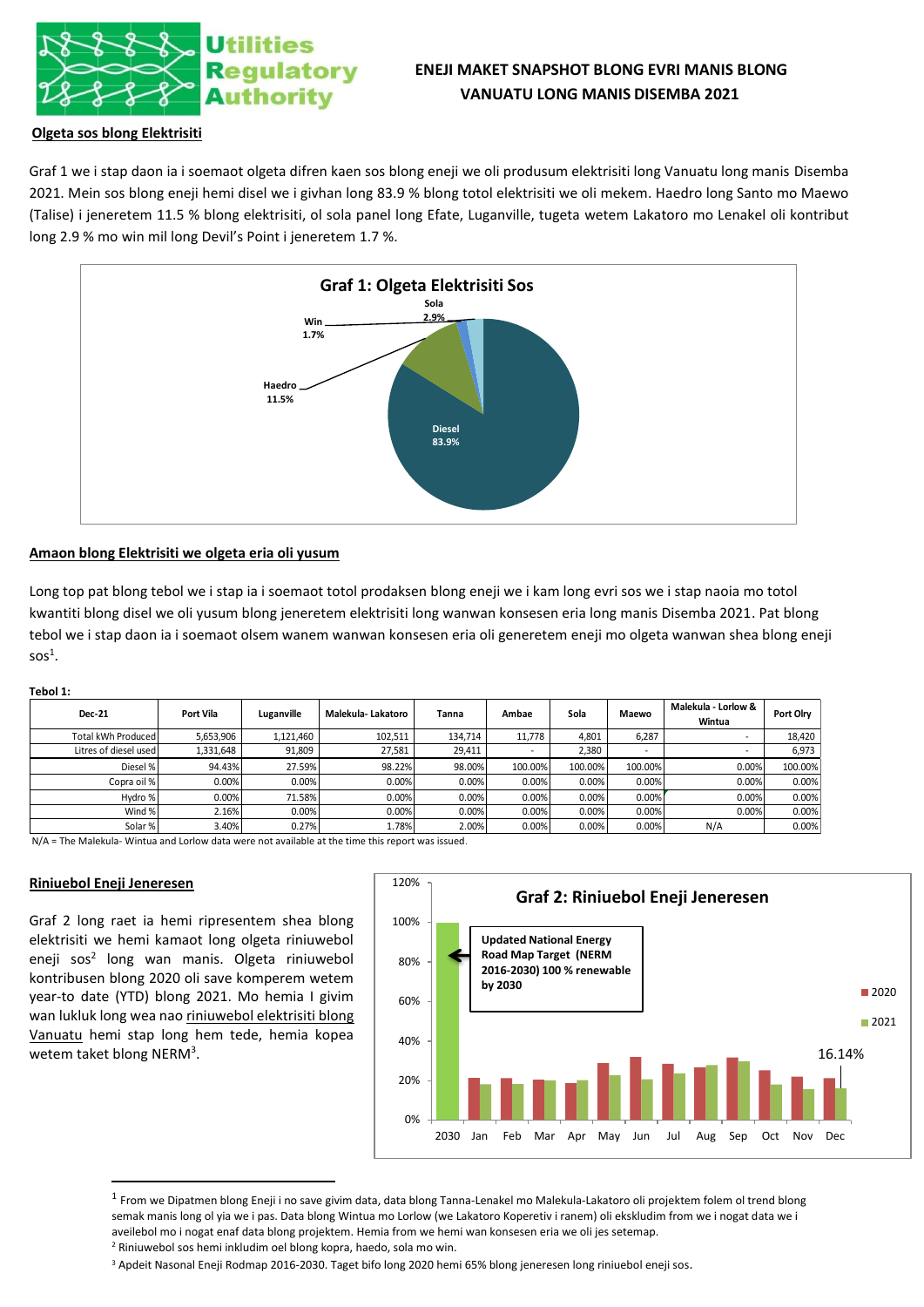# ENEJI MAKET SNAPSHOT BLONG EVRI MANIS BLONG VANUATU LONG MANIS DISEMBA 2021

## Olgeta sos blong Elektrisiti

Graf 1 we i stap daon ia i soemaot olgeta difren kaen sos blong eneji we oli produsum elektrisiti long Vanuatu long manis Disemba 2021. Mein sos blong eneji hemi disel we i givhan long 83.9 % blong totol elektrisiti we oli mekem. Haedro long Santo mo Maewo (Talise) i jeneretem 11.5 % blong elektrisiti, ol sola panel long Efate, Luganville, tugeta wetem Lakatoro mo Lenakel oli kontribut long 2.9 % mo win mil long Devil's Point i jeneretem 1.7 %.

**Graf 1: Olgeta Elektrisiti Sos**

- Diesel 83.9%
- Haedro 11.5%
- Sola 2.9%
- Win 1.7%

## Amaon blong Elektrisiti we olgeta eria oli yusum

Long top pat blong tebol we i stap ia i soemaot totol prodaksen blong eneji we i kam long evri sos we i stap naoia mo totol kwantiti blong disel we oli yusum blong jeneretem elektrisiti long wanwan konsesen eria long manis Disemba 2021. Pat blong tebol we i stap daon ia i soemaot olsem wanem wanwan konsesen eria oli generetem eneji mo olgeta wanwan shea blong eneji sos[1].

**Tebol 1:**

| Dec-21 | Port Vila | Luganville | Malekula- Lakatoro | Tanna | Ambae | Sola | Maewo | Malekula - Lorlow & Wintua | Port Olry |
|---|---|---|---|---|---|---|---|---|---|
| Total kWh Produced | 5,653,906 | 1,121,460 | 102,511 | 134,714 | 11,778 | 4,801 | 6,287 | - | 18,420 |
| Litres of diesel used | 1,331,648 | 91,809 | 27,581 | 29,411 | - | 2,380 | - | - | 6,973 |
| Diesel % | 94.43% | 27.59% | 98.22% | 98.00% | 100.00% | 100.00% | 100.00% | 0.00% | 100.00% |
| Copra oil % | 0.00% | 0.00% | 0.00% | 0.00% | 0.00% | 0.00% | 0.00% | 0.00% | 0.00% |
| Hydro % | 0.00% | 71.58% | 0.00% | 0.00% | 0.00% | 0.00% | 0.00% | 0.00% | 0.00% |
| Wind % | 2.16% | 0.00% | 0.00% | 0.00% | 0.00% | 0.00% | 0.00% | 0.00% | 0.00% |
| Solar % | 3.40% | 0.27% | 1.78% | 2.00% | 0.00% | 0.00% | 0.00% | N/A | 0.00% |

N/A = The Malekula- Wintua and Lorlow data were not available at the time this report was issued.

## Riniuebol Eneji Jeneresen

Graf 2 long raet ia hemi ripresentem shea blong elektrisiti we hemi kamaot long olgeta riniuwebol eneji sos[2] long wan manis. Olgeta riniuwebol kontribusen blong 2020 oli save komperem wetem year-to date (YTD) blong 2021. Mo hemia I givim wan lukluk long wea nao riniuwebol elektrisiti blong Vanuatu hemi stap long hem tede, hemia kopea wetem taket blong NERM[3].

**Graf 2: Riniuebol Eneji Jeneresen**

Updated National Energy Road Map Target (NERM 2016-2030) 100 % renewable by 2030

Legend: 2020, 2021. Dec 2021: 16.14%

---

[1] From we Dipatmen blong Eneji i no save givim data, data blong Tanna-Lenakel mo Malekula-Lakatoro oli projektem folem ol trend blong semak manis long ol yia we i pas. Data blong Wintua mo Lorlow (we Lakatoro Koperetiv i ranem) oli ekskludim from we i nogat data we i aveilebol mo i nogat enaf data blong projektem. Hemia from we hemi wan konsesen eria we oli jes setemap.

[2] Riniuwebol sos hemi inkludim oel blong kopra, haedo, sola mo win.

[3] Apdeit Nasonal Eneji Rodmap 2016-2030. Taget bifo long 2020 hemi 65% blong jeneresen long riniuebol eneji sos.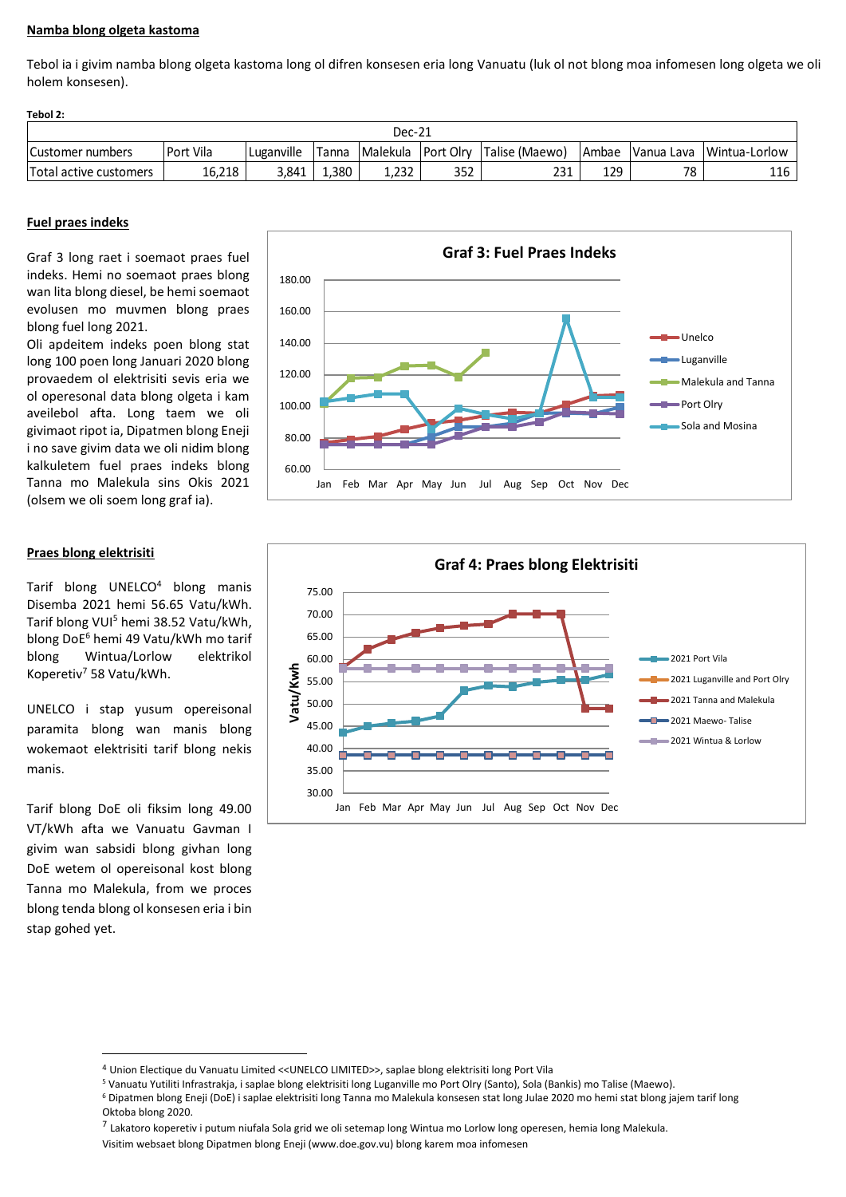**Namba blong olgeta kastoma**

Tebol ia i givim namba blong olgeta kastoma long ol difren konsesen eria long Vanuatu (luk ol not blong moa infomesen long olgeta we oli holem konsesen).

**Tebol 2:**

| Dec-21 | | | | | | | | | |
|---|---|---|---|---|---|---|---|---|---|
| Customer numbers | Port Vila | Luganville | Tanna | Malekula | Port Olry | Talise (Maewo) | Ambae | Vanua Lava | Wintua-Lorlow |
| Total active customers | 16,218 | 3,841 | 1,380 | 1,232 | 352 | 231 | 129 | 78 | 116 |

**Fuel praes indeks**

Graf 3 long raet i soemaot praes fuel indeks. Hemi no soemaot praes blong wan lita blong diesel, be hemi soemaot evolusen mo muvmen blong praes blong fuel long 2021.

Oli apdeitem indeks poen blong stat long 100 poen long Januari 2020 blong provaedem ol elektrisiti sevis eria we ol operesonal data blong olgeta i kam aveilebol afta. Long taem we oli givimaot ripot ia, Dipatmen blong Eneji i no save givim data we oli nidim blong kalkuletem fuel praes indeks blong Tanna mo Malekula sins Okis 2021 (olsem we oli soem long graf ia).

**Graf 3: Fuel Praes Indeks**

**Praes blong elektrisiti**

Tarif blong UNELCO[4] blong manis Disemba 2021 hemi 56.65 Vatu/kWh. Tarif blong VUI[5] hemi 38.52 Vatu/kWh, blong DoE[6] hemi 49 Vatu/kWh mo tarif blong Wintua/Lorlow elektrikol Koperetiv[7] 58 Vatu/kWh.

UNELCO i stap yusum opereisonal paramita blong wan manis blong wokemaot elektrisiti tarif blong nekis manis.

Tarif blong DoE oli fiksim long 49.00 VT/kWh afta we Vanuatu Gavman I givim wan sabsidi blong givhan long DoE wetem ol opereisonal kost blong Tanna mo Malekula, from we proces blong tenda blong ol konsesen eria i bin stap gohed yet.

**Graf 4: Praes blong Elektrisiti**

[4] Union Electique du Vanuatu Limited <<UNELCO LIMITED>>, saplae blong elektrisiti long Port Vila

[5] Vanuatu Yutiliti Infrastrakja, i saplae blong elektrisiti long Luganville mo Port Olry (Santo), Sola (Bankis) mo Talise (Maewo).

[6] Dipatmen blong Eneji (DoE) i saplae elektrisiti long Tanna mo Malekula konsesen stat long Julae 2020 mo hemi stat blong jajem tarif long Oktoba blong 2020.

[7] Lakatoro koperetiv i putum niufala Sola grid we oli setemap long Wintua mo Lorlow long operesen, hemia long Malekula.

Visitim websaet blong Dipatmen blong Eneji (www.doe.gov.vu) blong karem moa infomesen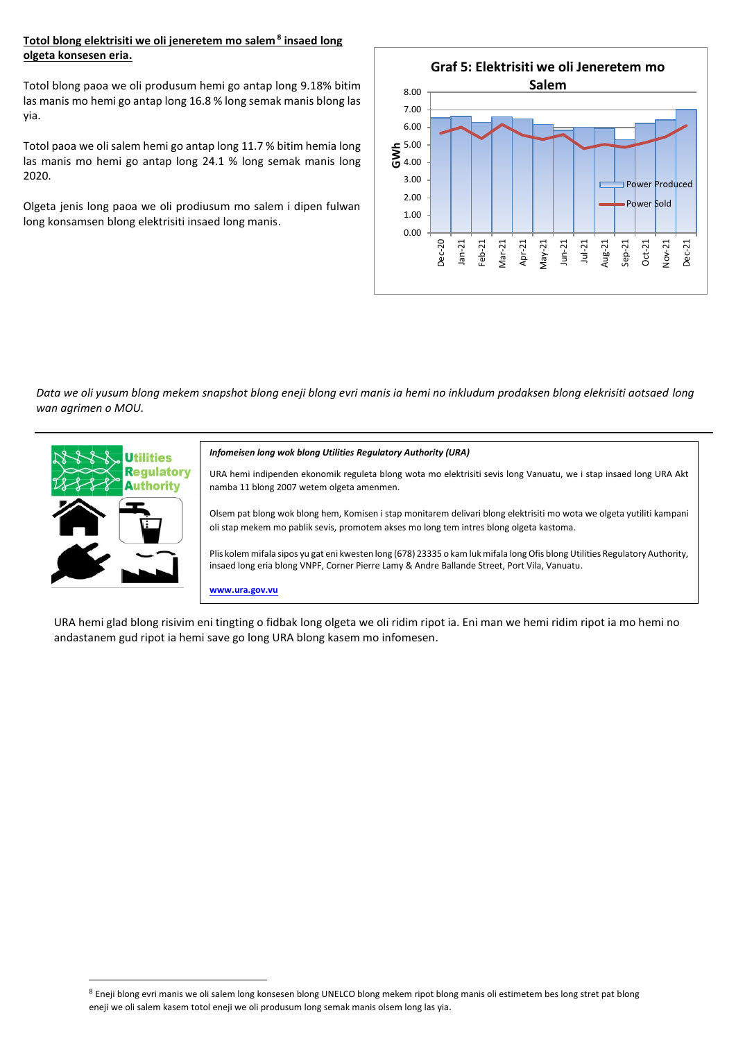**Totol blong elektrisiti we oli jeneretem mo salem[8] insaed long olgeta konsesen eria.**

Totol blong paoa we oli produsum hemi go antap long 9.18% bitim las manis mo hemi go antap long 16.8 % long semak manis blong las yia.

Totol paoa we oli salem hemi go antap long 11.7 % bitim hemia long las manis mo hemi go antap long 24.1 % long semak manis long 2020.

Olgeta jenis long paoa we oli prodiusum mo salem i dipen fulwan long konsamsen blong elektrisiti insaed long manis.

**Graf 5: Elektrisiti we oli Jeneretem mo Salem**

*Data we oli yusum blong mekem snapshot blong eneji blong evri manis ia hemi no inkludum prodaksen blong elekrisiti aotsaed long wan agrimen o MOU.*

---

***Infomeisen long wok blong Utilities Regulatory Authority (URA)***

URA hemi indipenden ekonomik reguleta blong wota mo elektrisiti sevis long Vanuatu, we i stap insaed long URA Akt namba 11 blong 2007 wetem olgeta amenmen.

Olsem pat blong wok blong hem, Komisen i stap monitarem delivari blong elektrisiti mo wota we olgeta yutiliti kampani oli stap mekem mo pablik sevis, promotem akses mo long tem intres blong olgeta kastoma.

Plis kolem mifala sipos yu gat eni kwesten long (678) 23335 o kam luk mifala long Ofis blong Utilities Regulatory Authority, insaed long eria blong VNPF, Corner Pierre Lamy & Andre Ballande Street, Port Vila, Vanuatu.

**www.ura.gov.vu**

URA hemi glad blong risivim eni tingting o fidbak long olgeta we oli ridim ripot ia. Eni man we hemi ridim ripot ia mo hemi no andastanem gud ripot ia hemi save go long URA blong kasem mo infomesen.

---

[8] Eneji blong evri manis we oli salem long konsesen blong UNELCO blong mekem ripot blong manis oli estimetem bes long stret pat blong eneji we oli salem kasem totol eneji we oli produsum long semak manis olsem long las yia.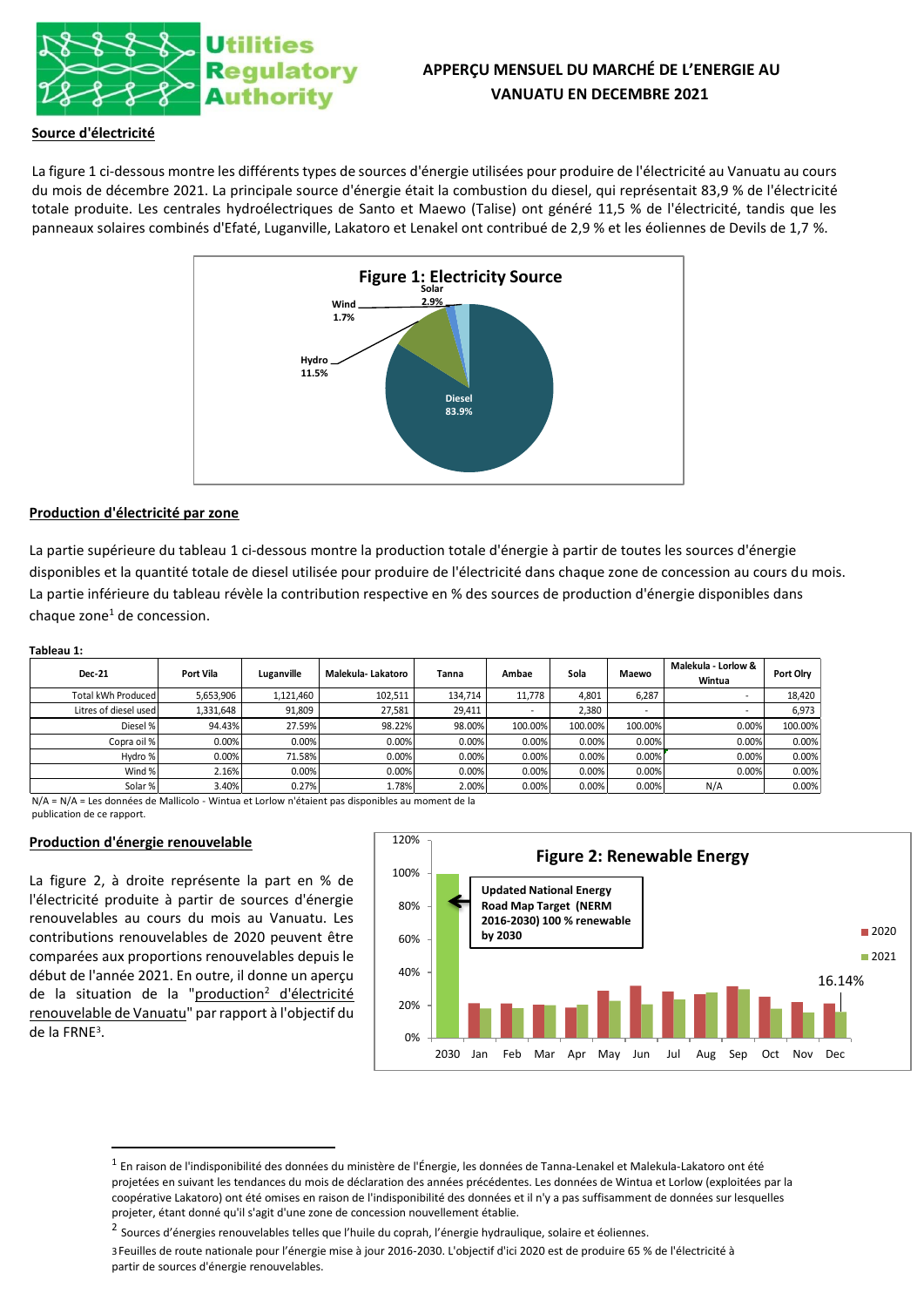# APPERÇU MENSUEL DU MARCHÉ DE L'ENERGIE AU VANUATU EN DECEMBRE 2021

## Source d'électricité

La figure 1 ci-dessous montre les différents types de sources d'énergie utilisées pour produire de l'électricité au Vanuatu au cours du mois de décembre 2021. La principale source d'énergie était la combustion du diesel, qui représentait 83,9 % de l'électricité totale produite. Les centrales hydroélectriques de Santo et Maewo (Talise) ont généré 11,5 % de l'électricité, tandis que les panneaux solaires combinés d'Efaté, Luganville, Lakatoro et Lenakel ont contribué de 2,9 % et les éoliennes de Devils de 1,7 %.

**Figure 1: Electricity Source**

Diesel 83.9% ; Hydro 11.5% ; Solar 2.9% ; Wind 1.7%

## Production d'électricité par zone

La partie supérieure du tableau 1 ci-dessous montre la production totale d'énergie à partir de toutes les sources d'énergie disponibles et la quantité totale de diesel utilisée pour produire de l'électricité dans chaque zone de concession au cours du mois. La partie inférieure du tableau révèle la contribution respective en % des sources de production d'énergie disponibles dans chaque zone[1] de concession.

**Tableau 1:**

| Dec-21 | Port Vila | Luganville | Malekula- Lakatoro | Tanna | Ambae | Sola | Maewo | Malekula - Lorlow & Wintua | Port Olry |
|---|---|---|---|---|---|---|---|---|---|
| Total kWh Produced | 5,653,906 | 1,121,460 | 102,511 | 134,714 | 11,778 | 4,801 | 6,287 | - | 18,420 |
| Litres of diesel used | 1,331,648 | 91,809 | 27,581 | 29,411 | - | 2,380 | - | - | 6,973 |
| Diesel % | 94.43% | 27.59% | 98.22% | 98.00% | 100.00% | 100.00% | 100.00% | 0.00% | 100.00% |
| Copra oil % | 0.00% | 0.00% | 0.00% | 0.00% | 0.00% | 0.00% | 0.00% | 0.00% | 0.00% |
| Hydro % | 0.00% | 71.58% | 0.00% | 0.00% | 0.00% | 0.00% | 0.00% | 0.00% | 0.00% |
| Wind % | 2.16% | 0.00% | 0.00% | 0.00% | 0.00% | 0.00% | 0.00% | 0.00% | 0.00% |
| Solar % | 3.40% | 0.27% | 1.78% | 2.00% | 0.00% | 0.00% | 0.00% | N/A | 0.00% |

N/A = N/A = Les données de Mallicolo - Wintua et Lorlow n'étaient pas disponibles au moment de la publication de ce rapport.

## Production d'énergie renouvelable

La figure 2, à droite représente la part en % de l'électricité produite à partir de sources d'énergie renouvelables au cours du mois au Vanuatu. Les contributions renouvelables de 2020 peuvent être comparées aux proportions renouvelables depuis le début de l'année 2021. En outre, il donne un aperçu de la situation de la "production[2] d'électricité renouvelable de Vanuatu" par rapport à l'objectif du de la FRNE[3].

**Figure 2: Renewable Energy**

Updated National Energy Road Map Target (NERM 2016-2030) 100 % renewable by 2030

Dec 2021: 16.14%

---

[1] En raison de l'indisponibilité des données du ministère de l'Énergie, les données de Tanna-Lenakel et Malekula-Lakatoro ont été projetées en suivant les tendances du mois de déclaration des années précédentes. Les données de Wintua et Lorlow (exploitées par la coopérative Lakatoro) ont été omises en raison de l'indisponibilité des données et il n'y a pas suffisamment de données sur lesquelles projeter, étant donné qu'il s'agit d'une zone de concession nouvellement établie.

[2] Sources d'énergies renouvelables telles que l'huile du coprah, l'énergie hydraulique, solaire et éoliennes.

[3] Feuilles de route nationale pour l'énergie mise à jour 2016-2030. L'objectif d'ici 2020 est de produire 65 % de l'électricité à partir de sources d'énergie renouvelables.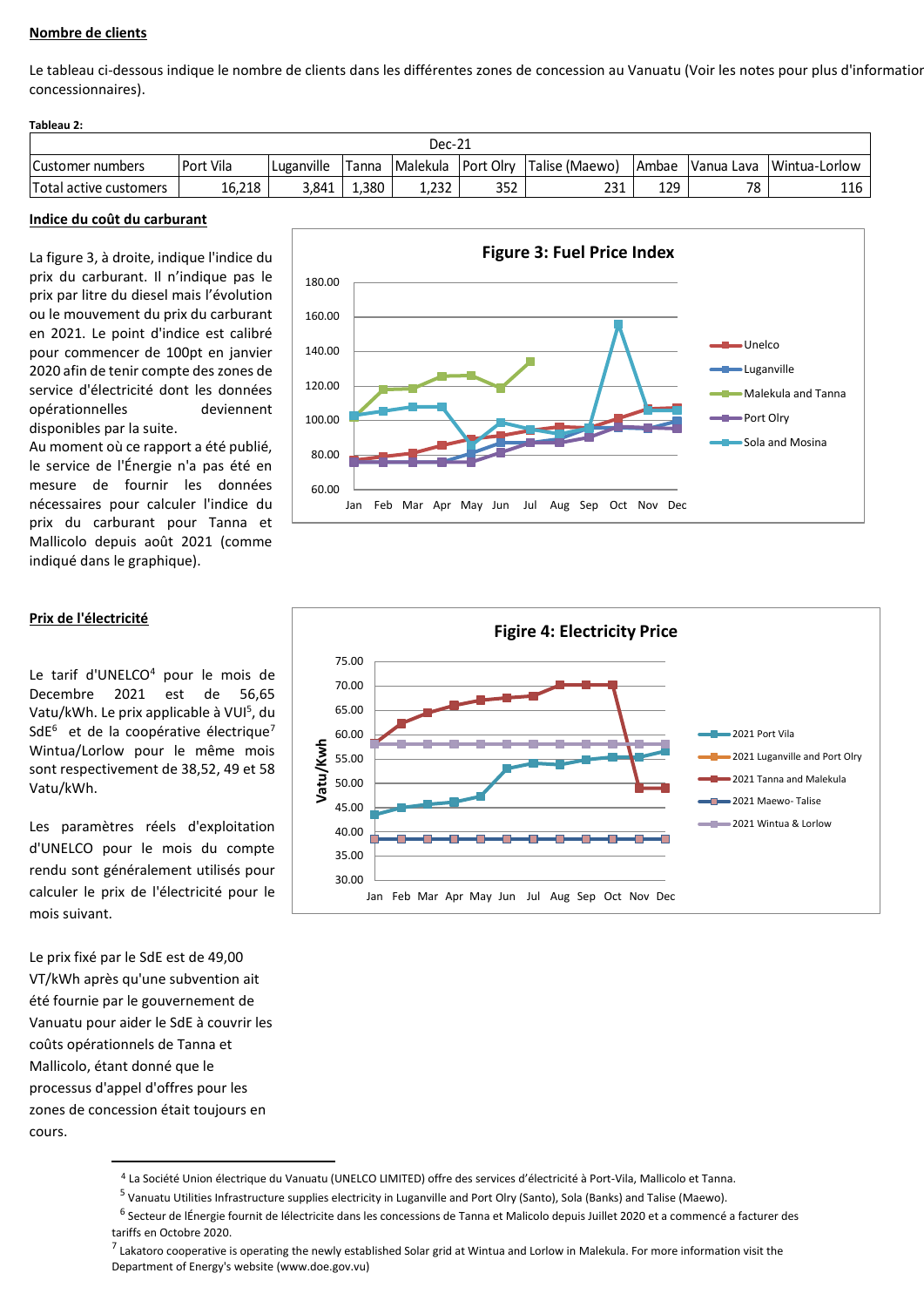**Nombre de clients**

Le tableau ci-dessous indique le nombre de clients dans les différentes zones de concession au Vanuatu (Voir les notes pour plus d'information concessionnaires).

**Tableau 2:**

| Dec-21 | | | | | | | | | |
|---|---|---|---|---|---|---|---|---|---|
| Customer numbers | Port Vila | Luganville | Tanna | Malekula | Port Olry | Talise (Maewo) | Ambae | Vanua Lava | Wintua-Lorlow |
| Total active customers | 16,218 | 3,841 | 1,380 | 1,232 | 352 | 231 | 129 | 78 | 116 |

**Indice du coût du carburant**

La figure 3, à droite, indique l'indice du prix du carburant. Il n'indique pas le prix par litre du diesel mais l'évolution ou le mouvement du prix du carburant en 2021. Le point d'indice est calibré pour commencer de 100pt en janvier 2020 afin de tenir compte des zones de service d'électricité dont les données opérationnelles deviennent disponibles par la suite.
Au moment où ce rapport a été publié, le service de l'Énergie n'a pas été en mesure de fournir les données nécessaires pour calculer l'indice du prix du carburant pour Tanna et Mallicolo depuis août 2021 (comme indiqué dans le graphique).

Figure 3: Fuel Price Index

**Prix de l'électricité**

Le tarif d'UNELCO[4] pour le mois de Decembre 2021 est de 56,65 Vatu/kWh. Le prix applicable à VUI[5], du SdE[6] et de la coopérative électrique[7] Wintua/Lorlow pour le même mois sont respectivement de 38,52, 49 et 58 Vatu/kWh.

Les paramètres réels d'exploitation d'UNELCO pour le mois du compte rendu sont généralement utilisés pour calculer le prix de l'électricité pour le mois suivant.

Le prix fixé par le SdE est de 49,00 VT/kWh après qu'une subvention ait été fournie par le gouvernement de Vanuatu pour aider le SdE à couvrir les coûts opérationnels de Tanna et Mallicolo, étant donné que le processus d'appel d'offres pour les zones de concession était toujours en cours.

Figire 4: Electricity Price

[4] La Société Union électrique du Vanuatu (UNELCO LIMITED) offre des services d'électricité à Port-Vila, Mallicolo et Tanna.

[5] Vanuatu Utilities Infrastructure supplies electricity in Luganville and Port Olry (Santo), Sola (Banks) and Talise (Maewo).

[6] Secteur de lÉnergie fournit de lélectricite dans les concessions de Tanna et Malicolo depuis Juillet 2020 et a commencé a facturer des tariffs en Octobre 2020.

[7] Lakatoro cooperative is operating the newly established Solar grid at Wintua and Lorlow in Malekula. For more information visit the Department of Energy's website (www.doe.gov.vu)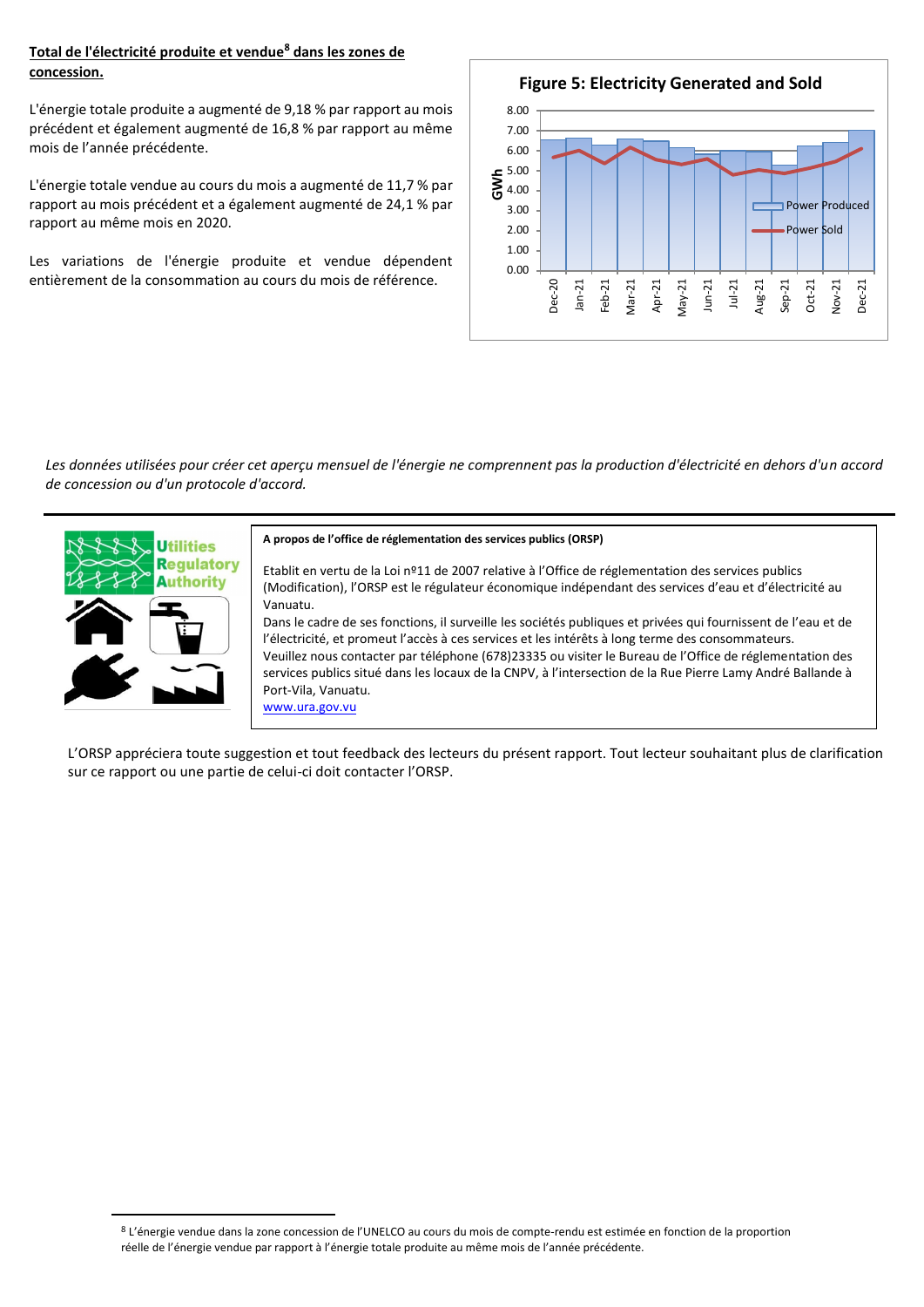**Total de l'électricité produite et vendue[8] dans les zones de concession.**

L'énergie totale produite a augmenté de 9,18 % par rapport au mois précédent et également augmenté de 16,8 % par rapport au même mois de l'année précédente.

L'énergie totale vendue au cours du mois a augmenté de 11,7 % par rapport au mois précédent et a également augmenté de 24,1 % par rapport au même mois en 2020.

Les variations de l'énergie produite et vendue dépendent entièrement de la consommation au cours du mois de référence.

**Figure 5: Electricity Generated and Sold**

GWh

8.00
7.00
6.00
5.00
4.00
3.00
2.00
1.00
0.00

Dec-20
Jan-21
Feb-21
Mar-21
Apr-21
May-21
Jun-21
Jul-21
Aug-21
Sep-21
Oct-21
Nov-21
Dec-21

Power Produced
Power Sold

*Les données utilisées pour créer cet aperçu mensuel de l'énergie ne comprennent pas la production d'électricité en dehors d'un accord de concession ou d'un protocole d'accord.*

---

Utilities Regulatory Authority

**A propos de l'office de réglementation des services publics (ORSP)**

Etablit en vertu de la Loi nº11 de 2007 relative à l'Office de réglementation des services publics (Modification), l'ORSP est le régulateur économique indépendant des services d'eau et d'électricité au Vanuatu.
Dans le cadre de ses fonctions, il surveille les sociétés publiques et privées qui fournissent de l'eau et de l'électricité, et promeut l'accès à ces services et les intérêts à long terme des consommateurs.
Veuillez nous contacter par téléphone (678)23335 ou visiter le Bureau de l'Office de réglementation des services publics situé dans les locaux de la CNPV, à l'intersection de la Rue Pierre Lamy André Ballande à Port-Vila, Vanuatu.
www.ura.gov.vu

L'ORSP appréciera toute suggestion et tout feedback des lecteurs du présent rapport. Tout lecteur souhaitant plus de clarification sur ce rapport ou une partie de celui-ci doit contacter l'ORSP.

---

[8] L'énergie vendue dans la zone concession de l'UNELCO au cours du mois de compte-rendu est estimée en fonction de la proportion réelle de l'énergie vendue par rapport à l'énergie totale produite au même mois de l'année précédente.